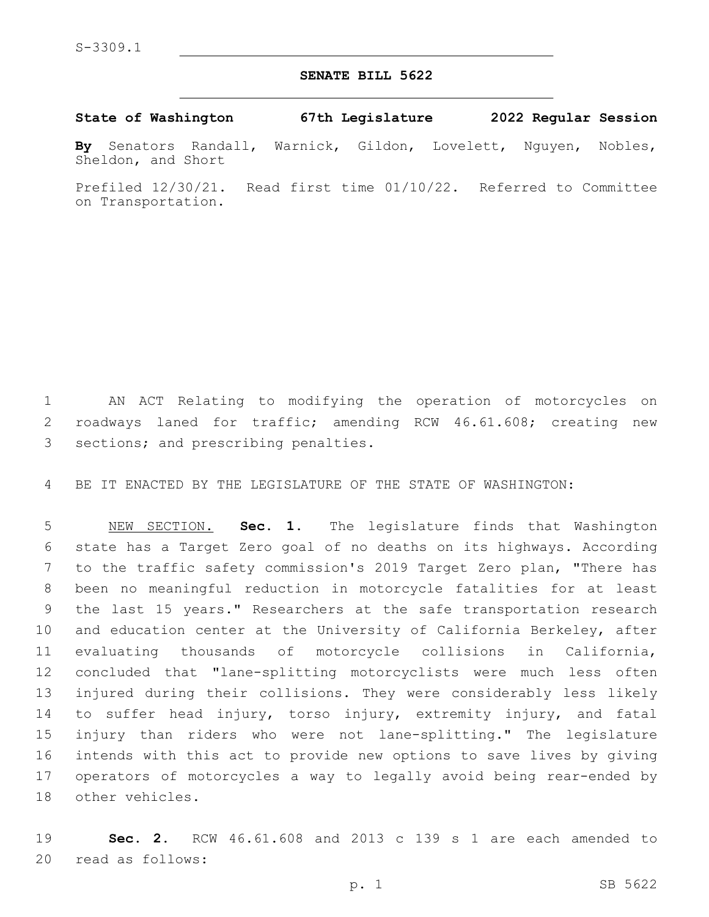S-3309.1

# SENATE BILL 5622

**State of Washington 67th Legislature 2022 Regular Session**

**By** Senators Randall, Warnick, Gildon, Lovelett, Nguyen, Nobles, Sheldon, and Short

Prefiled 12/30/21. Read first time 01/10/22. Referred to Committee on Transportation.

AN ACT Relating to modifying the operation of motorcycles on roadways laned for traffic; amending RCW 46.61.608; creating new sections; and prescribing penalties.

BE IT ENACTED BY THE LEGISLATURE OF THE STATE OF WASHINGTON:

NEW SECTION. **Sec. 1.** The legislature finds that Washington state has a Target Zero goal of no deaths on its highways. According to the traffic safety commission's 2019 Target Zero plan, "There has been no meaningful reduction in motorcycle fatalities for at least the last 15 years." Researchers at the safe transportation research and education center at the University of California Berkeley, after evaluating thousands of motorcycle collisions in California, concluded that "lane-splitting motorcyclists were much less often injured during their collisions. They were considerably less likely to suffer head injury, torso injury, extremity injury, and fatal injury than riders who were not lane-splitting." The legislature intends with this act to provide new options to save lives by giving operators of motorcycles a way to legally avoid being rear-ended by other vehicles.

**Sec. 2.** RCW 46.61.608 and 2013 c 139 s 1 are each amended to read as follows: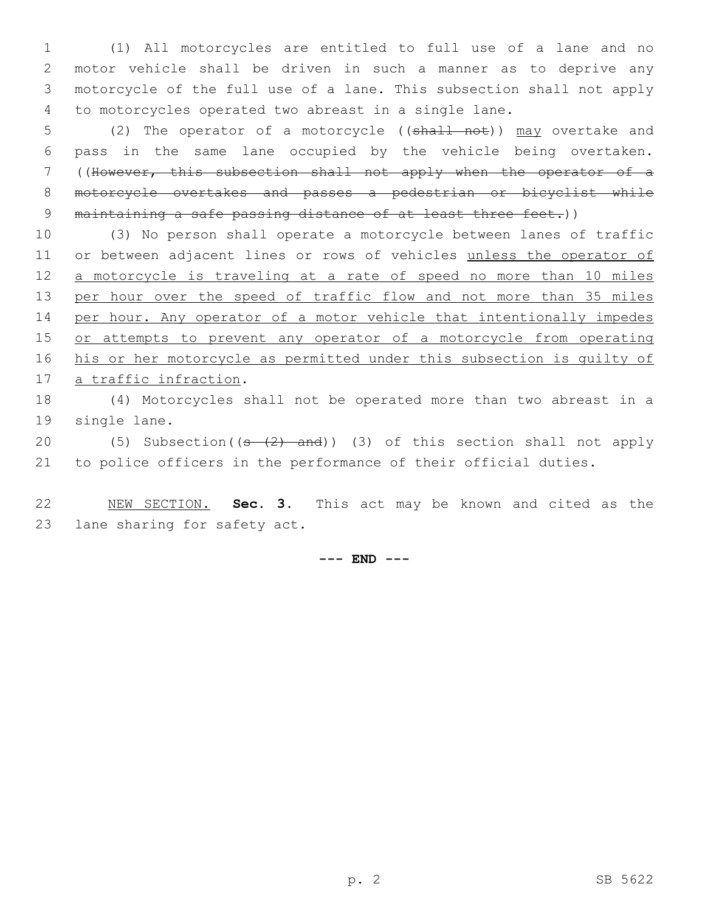(1) All motorcycles are entitled to full use of a lane and no motor vehicle shall be driven in such a manner as to deprive any motorcycle of the full use of a lane. This subsection shall not apply to motorcycles operated two abreast in a single lane.

(2) The operator of a motorcycle ((~~shall not~~)) <u>may</u> overtake and pass in the same lane occupied by the vehicle being overtaken. ((~~However, this subsection shall not apply when the operator of a motorcycle overtakes and passes a pedestrian or bicyclist while maintaining a safe passing distance of at least three feet.~~))

(3) No person shall operate a motorcycle between lanes of traffic or between adjacent lines or rows of vehicles <u>unless the operator of a motorcycle is traveling at a rate of speed no more than 10 miles per hour over the speed of traffic flow and not more than 35 miles per hour. Any operator of a motor vehicle that intentionally impedes or attempts to prevent any operator of a motorcycle from operating his or her motorcycle as permitted under this subsection is guilty of a traffic infraction</u>.

(4) Motorcycles shall not be operated more than two abreast in a single lane.

(5) Subsection((~~s (2) and~~)) (3) of this section shall not apply to police officers in the performance of their official duties.

<u>NEW SECTION.</u> **Sec. 3.** This act may be known and cited as the lane sharing for safety act.

**--- END ---**